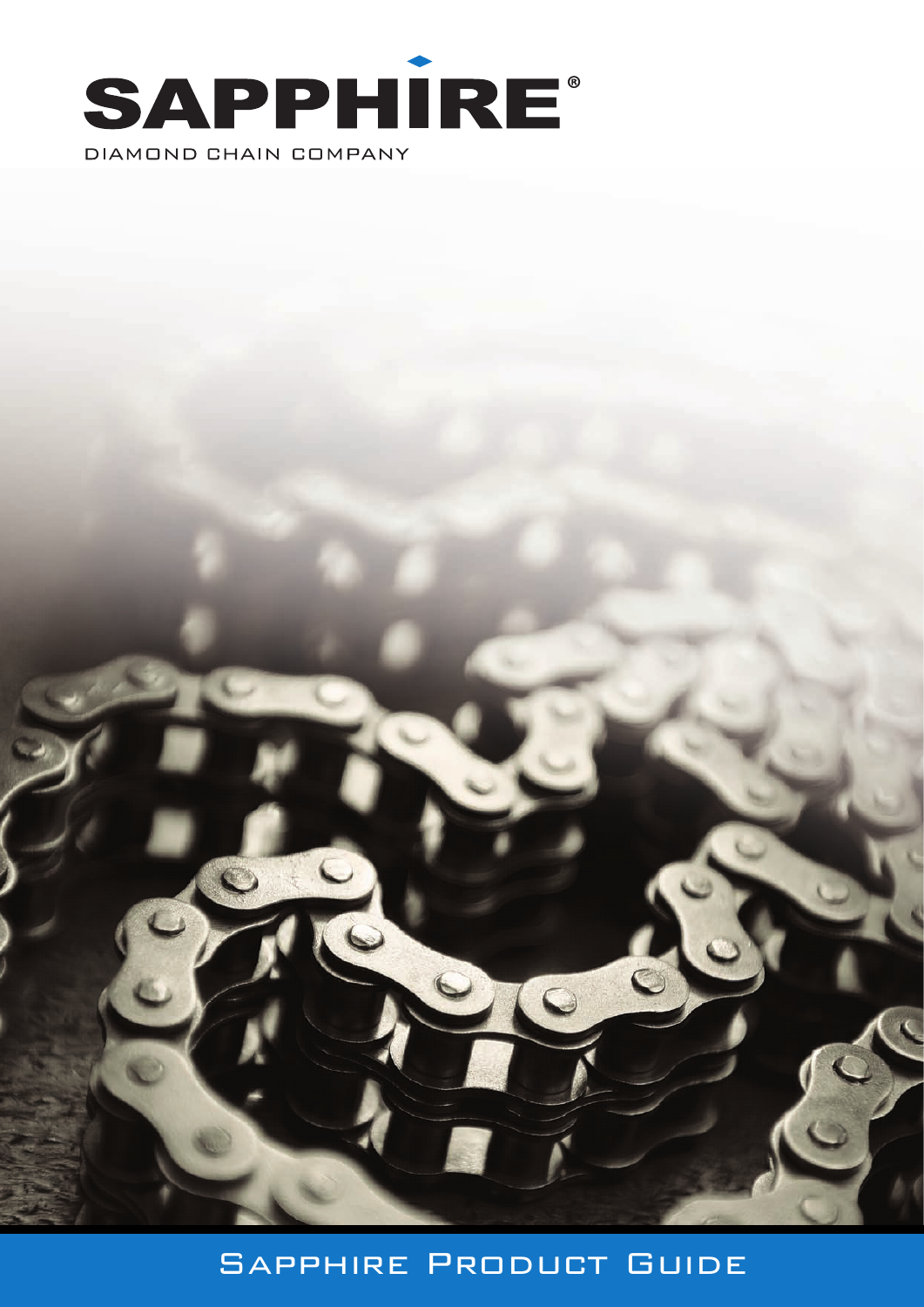# SAPPHIRE®

DIAMOND CHAIN COMPANY

## Sapphire Product Guide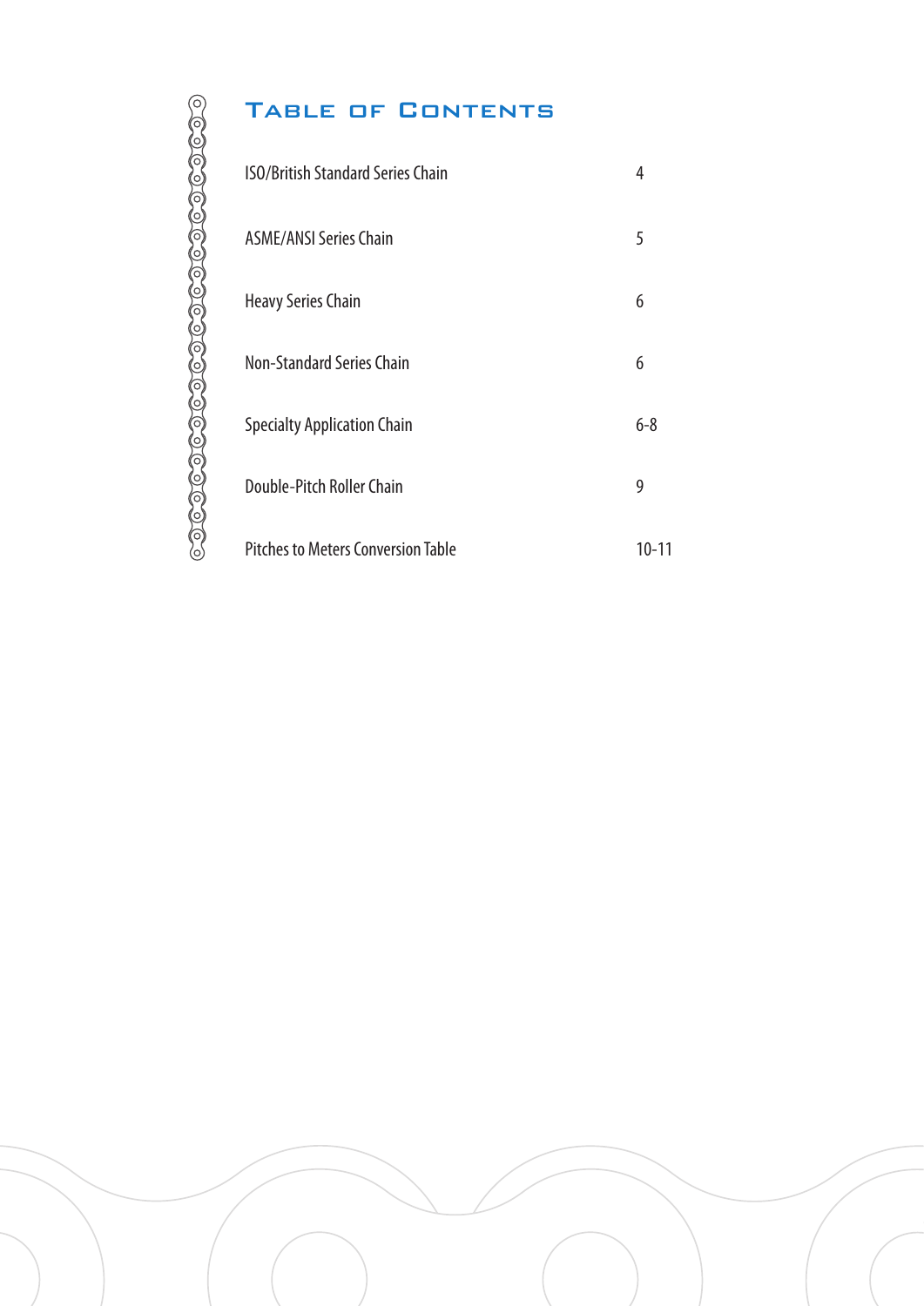# Table of Contents

| | |
|---|---|
| ISO/British Standard Series Chain | 4 |
| ASME/ANSI Series Chain | 5 |
| Heavy Series Chain | 6 |
| Non-Standard Series Chain | 6 |
| Specialty Application Chain | 6-8 |
| Double-Pitch Roller Chain | 9 |
| Pitches to Meters Conversion Table | 10-11 |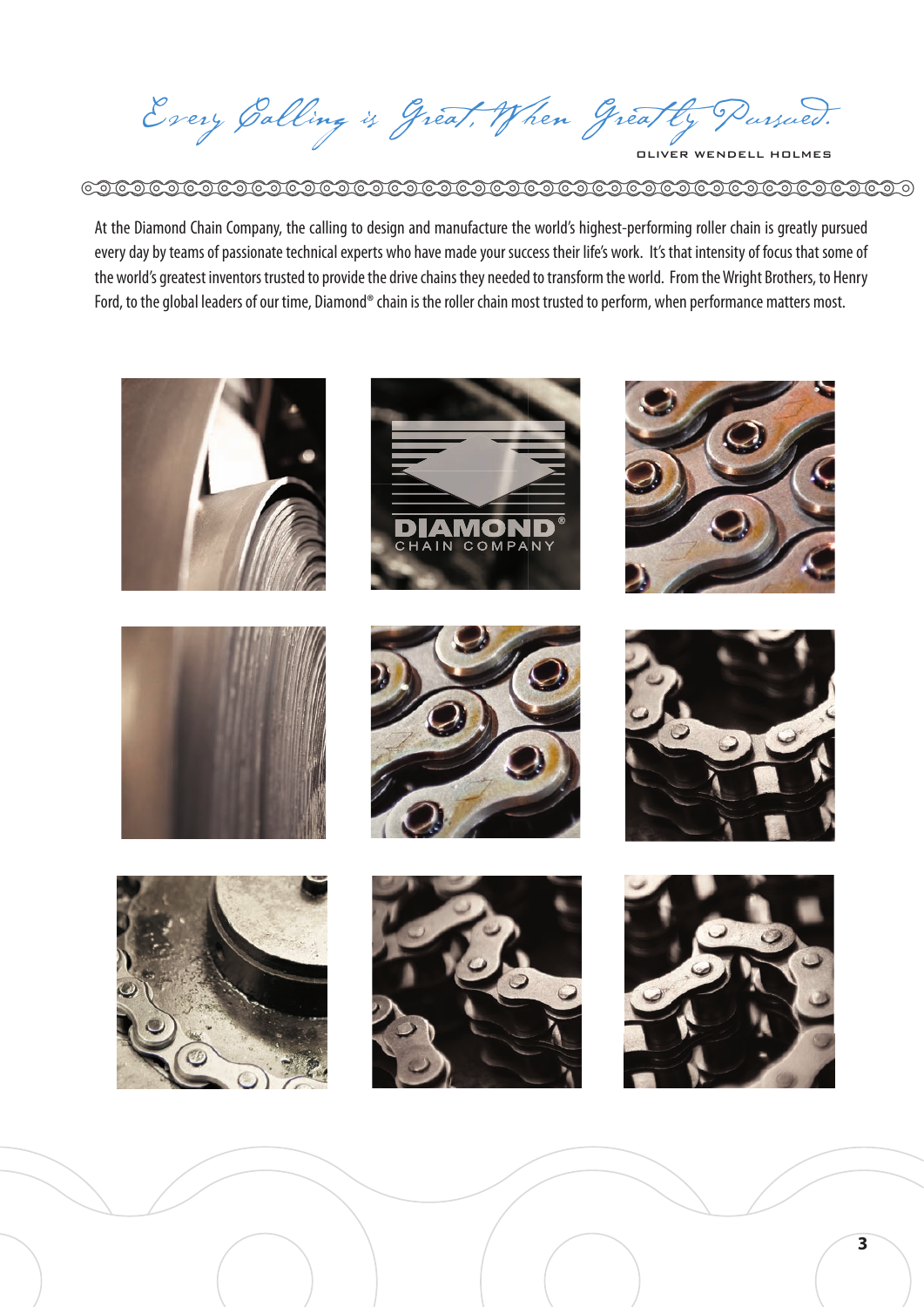*Every Calling is Great, When Greatly Pursued.*

OLIVER WENDELL HOLMES

At the Diamond Chain Company, the calling to design and manufacture the world's highest-performing roller chain is greatly pursued every day by teams of passionate technical experts who have made your success their life's work. It's that intensity of focus that some of the world's greatest inventors trusted to provide the drive chains they needed to transform the world. From the Wright Brothers, to Henry Ford, to the global leaders of our time, Diamond® chain is the roller chain most trusted to perform, when performance matters most.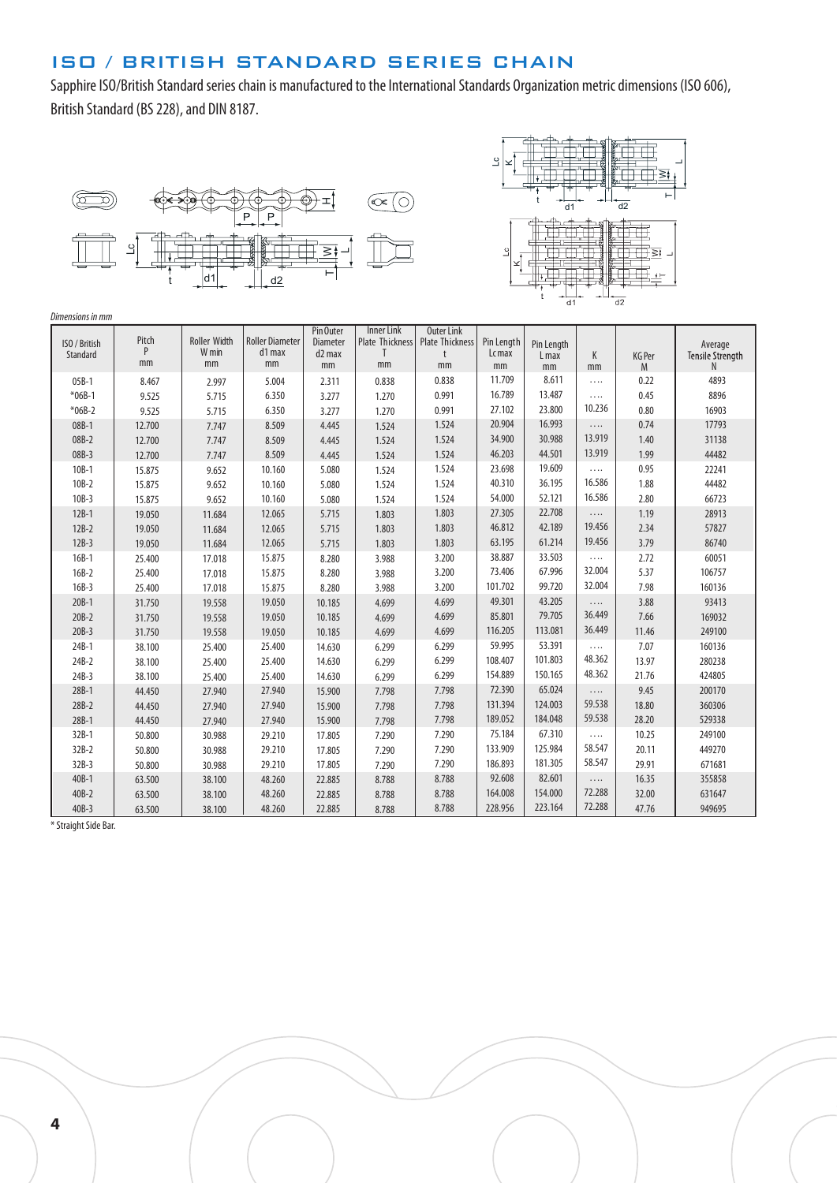# ISO / BRITISH STANDARD SERIES CHAIN

Sapphire ISO/British Standard series chain is manufactured to the International Standards Organization metric dimensions (ISO 606), British Standard (BS 228), and DIN 8187.

*Dimensions in mm*

| ISO / British Standard | Pitch P mm | Roller Width W min mm | Roller Diameter d1 max mm | Pin Outer Diameter d2 max mm | Inner Link Plate Thickness T mm | Outer Link Plate Thickness t mm | Pin Length Lc max mm | Pin Length L max mm | K mm | KG Per M | Average Tensile Strength N |
|---|---|---|---|---|---|---|---|---|---|---|---|
| 05B-1 | 8.467 | 2.997 | 5.004 | 2.311 | 0.838 | 0.838 | 11.709 | 8.611 | .... | 0.22 | 4893 |
| *06B-1 | 9.525 | 5.715 | 6.350 | 3.277 | 1.270 | 0.991 | 16.789 | 13.487 | .... | 0.45 | 8896 |
| *06B-2 | 9.525 | 5.715 | 6.350 | 3.277 | 1.270 | 0.991 | 27.102 | 23.800 | 10.236 | 0.80 | 16903 |
| 08B-1 | 12.700 | 7.747 | 8.509 | 4.445 | 1.524 | 1.524 | 20.904 | 16.993 | .... | 0.74 | 17793 |
| 08B-2 | 12.700 | 7.747 | 8.509 | 4.445 | 1.524 | 1.524 | 34.900 | 30.988 | 13.919 | 1.40 | 31138 |
| 08B-3 | 12.700 | 7.747 | 8.509 | 4.445 | 1.524 | 1.524 | 46.203 | 44.501 | 13.919 | 1.99 | 44482 |
| 10B-1 | 15.875 | 9.652 | 10.160 | 5.080 | 1.524 | 1.524 | 23.698 | 19.609 | .... | 0.95 | 22241 |
| 10B-2 | 15.875 | 9.652 | 10.160 | 5.080 | 1.524 | 1.524 | 40.310 | 36.195 | 16.586 | 1.88 | 44482 |
| 10B-3 | 15.875 | 9.652 | 10.160 | 5.080 | 1.524 | 1.524 | 54.000 | 52.121 | 16.586 | 2.80 | 66723 |
| 12B-1 | 19.050 | 11.684 | 12.065 | 5.715 | 1.803 | 1.803 | 27.305 | 22.708 | .... | 1.19 | 28913 |
| 12B-2 | 19.050 | 11.684 | 12.065 | 5.715 | 1.803 | 1.803 | 46.812 | 42.189 | 19.456 | 2.34 | 57827 |
| 12B-3 | 19.050 | 11.684 | 12.065 | 5.715 | 1.803 | 1.803 | 63.195 | 61.214 | 19.456 | 3.79 | 86740 |
| 16B-1 | 25.400 | 17.018 | 15.875 | 8.280 | 3.988 | 3.200 | 38.887 | 33.503 | .... | 2.72 | 60051 |
| 16B-2 | 25.400 | 17.018 | 15.875 | 8.280 | 3.988 | 3.200 | 73.406 | 67.996 | 32.004 | 5.37 | 106757 |
| 16B-3 | 25.400 | 17.018 | 15.875 | 8.280 | 3.988 | 3.200 | 101.702 | 99.720 | 32.004 | 7.98 | 160136 |
| 20B-1 | 31.750 | 19.558 | 19.050 | 10.185 | 4.699 | 4.699 | 49.301 | 43.205 | .... | 3.88 | 93413 |
| 20B-2 | 31.750 | 19.558 | 19.050 | 10.185 | 4.699 | 4.699 | 85.801 | 79.705 | 36.449 | 7.66 | 169032 |
| 20B-3 | 31.750 | 19.558 | 19.050 | 10.185 | 4.699 | 4.699 | 116.205 | 113.081 | 36.449 | 11.46 | 249100 |
| 24B-1 | 38.100 | 25.400 | 25.400 | 14.630 | 6.299 | 6.299 | 59.995 | 53.391 | .... | 7.07 | 160136 |
| 24B-2 | 38.100 | 25.400 | 25.400 | 14.630 | 6.299 | 6.299 | 108.407 | 101.803 | 48.362 | 13.97 | 280238 |
| 24B-3 | 38.100 | 25.400 | 25.400 | 14.630 | 6.299 | 6.299 | 154.889 | 150.165 | 48.362 | 21.76 | 424805 |
| 28B-1 | 44.450 | 27.940 | 27.940 | 15.900 | 7.798 | 7.798 | 72.390 | 65.024 | .... | 9.45 | 200170 |
| 28B-2 | 44.450 | 27.940 | 27.940 | 15.900 | 7.798 | 7.798 | 131.394 | 124.003 | 59.538 | 18.80 | 360306 |
| 28B-1 | 44.450 | 27.940 | 27.940 | 15.900 | 7.798 | 7.798 | 189.052 | 184.048 | 59.538 | 28.20 | 529338 |
| 32B-1 | 50.800 | 30.988 | 29.210 | 17.805 | 7.290 | 7.290 | 75.184 | 67.310 | .... | 10.25 | 249100 |
| 32B-2 | 50.800 | 30.988 | 29.210 | 17.805 | 7.290 | 7.290 | 133.909 | 125.984 | 58.547 | 20.11 | 449270 |
| 32B-3 | 50.800 | 30.988 | 29.210 | 17.805 | 7.290 | 7.290 | 186.893 | 181.305 | 58.547 | 29.91 | 671681 |
| 40B-1 | 63.500 | 38.100 | 48.260 | 22.885 | 8.788 | 8.788 | 92.608 | 82.601 | .... | 16.35 | 355858 |
| 40B-2 | 63.500 | 38.100 | 48.260 | 22.885 | 8.788 | 8.788 | 164.008 | 154.000 | 72.288 | 32.00 | 631647 |
| 40B-3 | 63.500 | 38.100 | 48.260 | 22.885 | 8.788 | 8.788 | 228.956 | 223.164 | 72.288 | 47.76 | 949695 |

\* Straight Side Bar.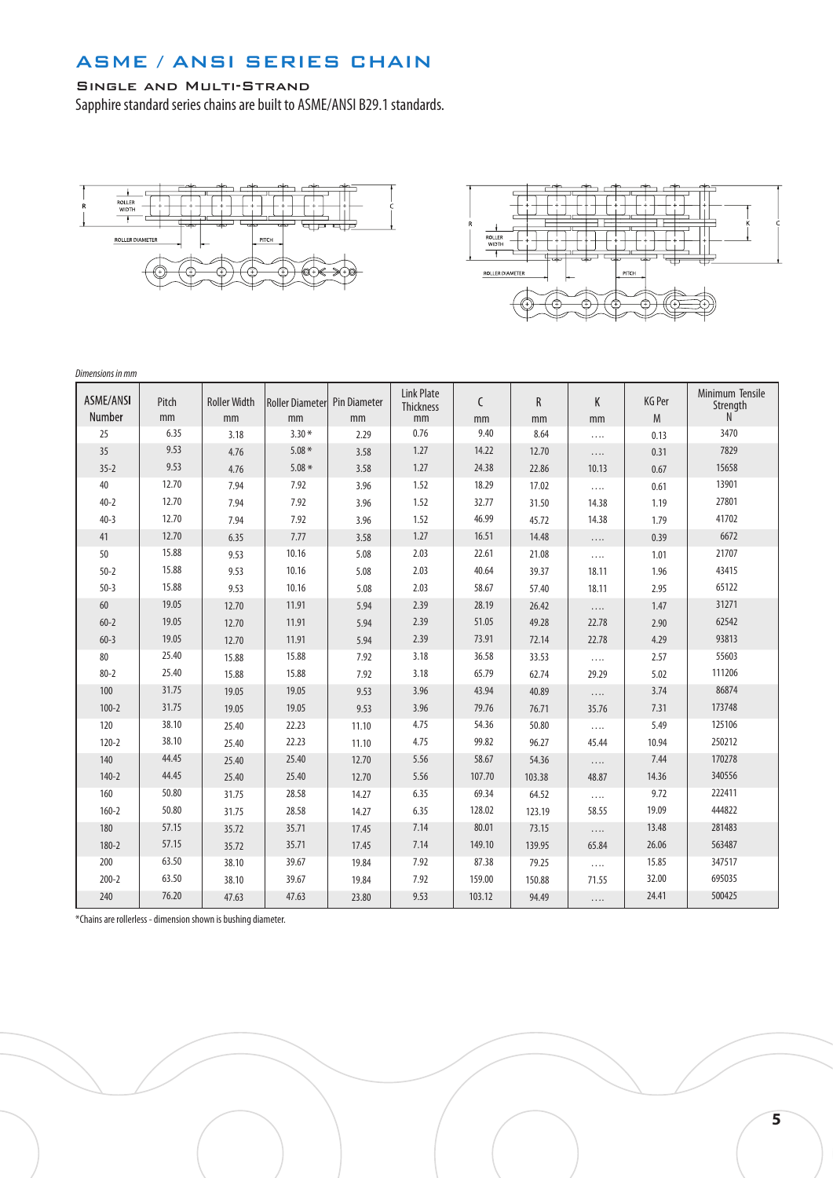# ASME / ANSI SERIES CHAIN

## Single and Multi-Strand

Sapphire standard series chains are built to ASME/ANSI B29.1 standards.

*Dimensions in mm*

| ASME/ANSI Number | Pitch mm | Roller Width mm | Roller Diameter mm | Pin Diameter mm | Link Plate Thickness mm | C mm | R mm | K mm | KG Per M | Minimum Tensile Strength N |
|---|---|---|---|---|---|---|---|---|---|---|
| 25 | 6.35 | 3.18 | 3.30 * | 2.29 | 0.76 | 9.40 | 8.64 | .... | 0.13 | 3470 |
| 35 | 9.53 | 4.76 | 5.08 * | 3.58 | 1.27 | 14.22 | 12.70 | .... | 0.31 | 7829 |
| 35-2 | 9.53 | 4.76 | 5.08 * | 3.58 | 1.27 | 24.38 | 22.86 | 10.13 | 0.67 | 15658 |
| 40 | 12.70 | 7.94 | 7.92 | 3.96 | 1.52 | 18.29 | 17.02 | .... | 0.61 | 13901 |
| 40-2 | 12.70 | 7.94 | 7.92 | 3.96 | 1.52 | 32.77 | 31.50 | 14.38 | 1.19 | 27801 |
| 40-3 | 12.70 | 7.94 | 7.92 | 3.96 | 1.52 | 46.99 | 45.72 | 14.38 | 1.79 | 41702 |
| 41 | 12.70 | 6.35 | 7.77 | 3.58 | 1.27 | 16.51 | 14.48 | .... | 0.39 | 6672 |
| 50 | 15.88 | 9.53 | 10.16 | 5.08 | 2.03 | 22.61 | 21.08 | .... | 1.01 | 21707 |
| 50-2 | 15.88 | 9.53 | 10.16 | 5.08 | 2.03 | 40.64 | 39.37 | 18.11 | 1.96 | 43415 |
| 50-3 | 15.88 | 9.53 | 10.16 | 5.08 | 2.03 | 58.67 | 57.40 | 18.11 | 2.95 | 65122 |
| 60 | 19.05 | 12.70 | 11.91 | 5.94 | 2.39 | 28.19 | 26.42 | .... | 1.47 | 31271 |
| 60-2 | 19.05 | 12.70 | 11.91 | 5.94 | 2.39 | 51.05 | 49.28 | 22.78 | 2.90 | 62542 |
| 60-3 | 19.05 | 12.70 | 11.91 | 5.94 | 2.39 | 73.91 | 72.14 | 22.78 | 4.29 | 93813 |
| 80 | 25.40 | 15.88 | 15.88 | 7.92 | 3.18 | 36.58 | 33.53 | .... | 2.57 | 55603 |
| 80-2 | 25.40 | 15.88 | 15.88 | 7.92 | 3.18 | 65.79 | 62.74 | 29.29 | 5.02 | 111206 |
| 100 | 31.75 | 19.05 | 19.05 | 9.53 | 3.96 | 43.94 | 40.89 | .... | 3.74 | 86874 |
| 100-2 | 31.75 | 19.05 | 19.05 | 9.53 | 3.96 | 79.76 | 76.71 | 35.76 | 7.31 | 173748 |
| 120 | 38.10 | 25.40 | 22.23 | 11.10 | 4.75 | 54.36 | 50.80 | .... | 5.49 | 125106 |
| 120-2 | 38.10 | 25.40 | 22.23 | 11.10 | 4.75 | 99.82 | 96.27 | 45.44 | 10.94 | 250212 |
| 140 | 44.45 | 25.40 | 25.40 | 12.70 | 5.56 | 58.67 | 54.36 | .... | 7.44 | 170278 |
| 140-2 | 44.45 | 25.40 | 25.40 | 12.70 | 5.56 | 107.70 | 103.38 | 48.87 | 14.36 | 340556 |
| 160 | 50.80 | 31.75 | 28.58 | 14.27 | 6.35 | 69.34 | 64.52 | .... | 9.72 | 222411 |
| 160-2 | 50.80 | 31.75 | 28.58 | 14.27 | 6.35 | 128.02 | 123.19 | 58.55 | 19.09 | 444822 |
| 180 | 57.15 | 35.72 | 35.71 | 17.45 | 7.14 | 80.01 | 73.15 | .... | 13.48 | 281483 |
| 180-2 | 57.15 | 35.72 | 35.71 | 17.45 | 7.14 | 149.10 | 139.95 | 65.84 | 26.06 | 563487 |
| 200 | 63.50 | 38.10 | 39.67 | 19.84 | 7.92 | 87.38 | 79.25 | .... | 15.85 | 347517 |
| 200-2 | 63.50 | 38.10 | 39.67 | 19.84 | 7.92 | 159.00 | 150.88 | 71.55 | 32.00 | 695035 |
| 240 | 76.20 | 47.63 | 47.63 | 23.80 | 9.53 | 103.12 | 94.49 | .... | 24.41 | 500425 |

*Chains are rollerless - dimension shown is bushing diameter.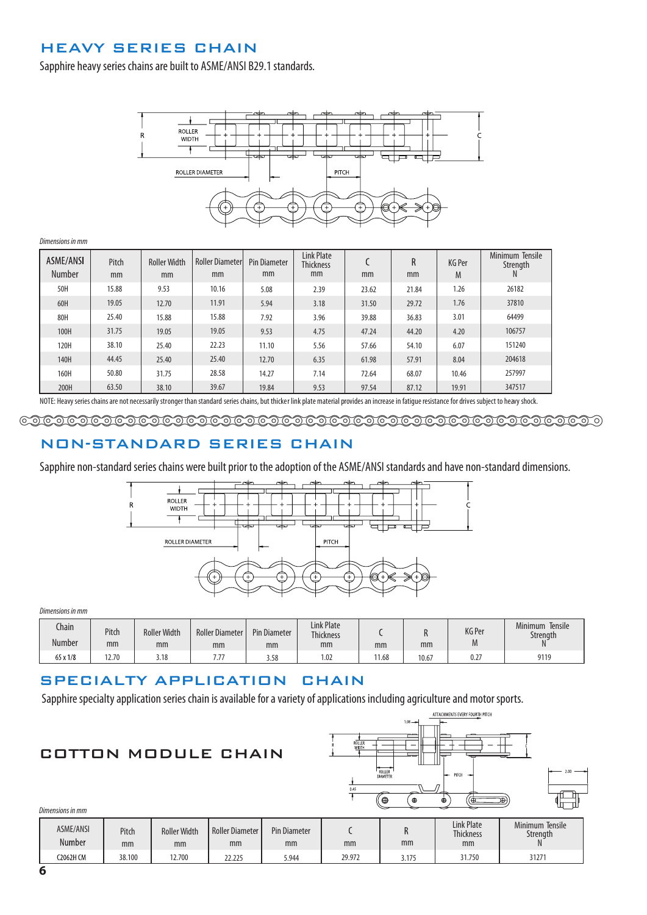## HEAVY SERIES CHAIN

Sapphire heavy series chains are built to ASME/ANSI B29.1 standards.

*Dimensions in mm*

| ASME/ANSI Number | Pitch mm | Roller Width mm | Roller Diameter mm | Pin Diameter mm | Link Plate Thickness mm | C mm | R mm | KG Per M | Minimum Tensile Strength N |
|---|---|---|---|---|---|---|---|---|---|
| 50H | 15.88 | 9.53 | 10.16 | 5.08 | 2.39 | 23.62 | 21.84 | 1.26 | 26182 |
| 60H | 19.05 | 12.70 | 11.91 | 5.94 | 3.18 | 31.50 | 29.72 | 1.76 | 37810 |
| 80H | 25.40 | 15.88 | 15.88 | 7.92 | 3.96 | 39.88 | 36.83 | 3.01 | 64499 |
| 100H | 31.75 | 19.05 | 19.05 | 9.53 | 4.75 | 47.24 | 44.20 | 4.20 | 106757 |
| 120H | 38.10 | 25.40 | 22.23 | 11.10 | 5.56 | 57.66 | 54.10 | 6.07 | 151240 |
| 140H | 44.45 | 25.40 | 25.40 | 12.70 | 6.35 | 61.98 | 57.91 | 8.04 | 204618 |
| 160H | 50.80 | 31.75 | 28.58 | 14.27 | 7.14 | 72.64 | 68.07 | 10.46 | 257997 |
| 200H | 63.50 | 38.10 | 39.67 | 19.84 | 9.53 | 97.54 | 87.12 | 19.91 | 347517 |

NOTE: Heavy series chains are not necessarily stronger than standard series chains, but thicker link plate material provides an increase in fatigue resistance for drives subject to heavy shock.

## NON-STANDARD SERIES CHAIN

Sapphire non-standard series chains were built prior to the adoption of the ASME/ANSI standards and have non-standard dimensions.

*Dimensions in mm*

| Chain Number | Pitch mm | Roller Width mm | Roller Diameter mm | Pin Diameter mm | Link Plate Thickness mm | C mm | R mm | KG Per M | Minimum Tensile Strength N |
|---|---|---|---|---|---|---|---|---|---|
| 65 x 1/8 | 12.70 | 3.18 | 7.77 | 3.58 | 1.02 | 11.68 | 10.67 | 0.27 | 9119 |

## SPECIALTY APPLICATION CHAIN

Sapphire specialty application series chain is available for a variety of applications including agriculture and motor sports.

### COTTON MODULE CHAIN

*Dimensions in mm*

| ASME/ANSI Number | Pitch mm | Roller Width mm | Roller Diameter mm | Pin Diameter mm | C mm | R mm | Link Plate Thickness mm | Minimum Tensile Strength N |
|---|---|---|---|---|---|---|---|---|
| C2062H CM | 38.100 | 12.700 | 22.225 | 5.944 | 29.972 | 3.175 | 31.750 | 31271 |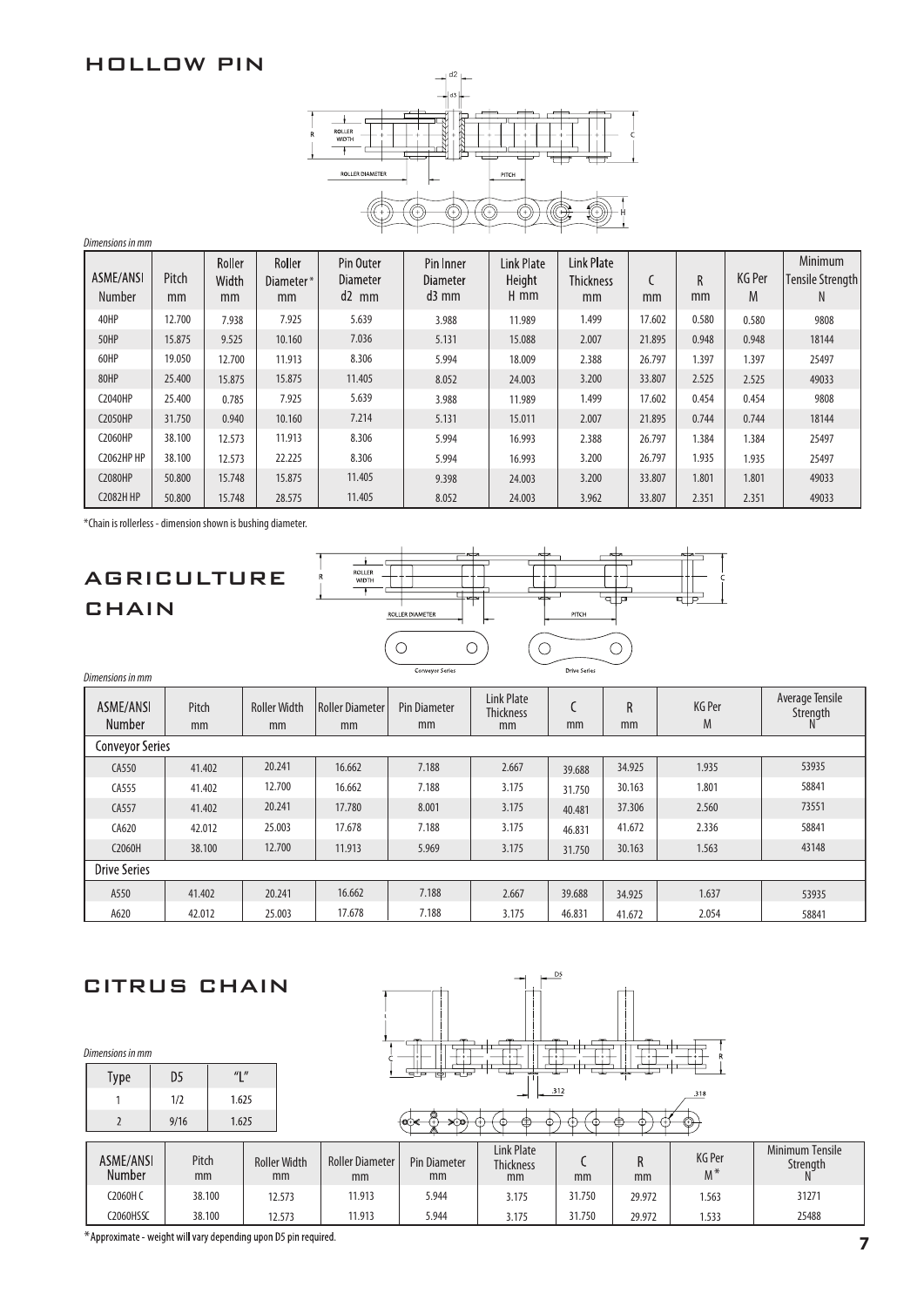## HOLLOW PIN

*Dimensions in mm*

| ASME/ANSI Number | Pitch mm | Roller Width mm | Roller Diameter* mm | Pin Outer Diameter d2 mm | Pin Inner Diameter d3 mm | Link Plate Height H mm | Link Plate Thickness mm | C mm | R mm | KG Per M | Minimum Tensile Strength N |
|---|---|---|---|---|---|---|---|---|---|---|---|
| 40HP | 12.700 | 7.938 | 7.925 | 5.639 | 3.988 | 11.989 | 1.499 | 17.602 | 0.580 | 0.580 | 9808 |
| 50HP | 15.875 | 9.525 | 10.160 | 7.036 | 5.131 | 15.088 | 2.007 | 21.895 | 0.948 | 0.948 | 18144 |
| 60HP | 19.050 | 12.700 | 11.913 | 8.306 | 5.994 | 18.009 | 2.388 | 26.797 | 1.397 | 1.397 | 25497 |
| 80HP | 25.400 | 15.875 | 15.875 | 11.405 | 8.052 | 24.003 | 3.200 | 33.807 | 2.525 | 2.525 | 49033 |
| C2040HP | 25.400 | 0.785 | 7.925 | 5.639 | 3.988 | 11.989 | 1.499 | 17.602 | 0.454 | 0.454 | 9808 |
| C2050HP | 31.750 | 0.940 | 10.160 | 7.214 | 5.131 | 15.011 | 2.007 | 21.895 | 0.744 | 0.744 | 18144 |
| C2060HP | 38.100 | 12.573 | 11.913 | 8.306 | 5.994 | 16.993 | 2.388 | 26.797 | 1.384 | 1.384 | 25497 |
| C2062HP HP | 38.100 | 12.573 | 22.225 | 8.306 | 5.994 | 16.993 | 3.200 | 26.797 | 1.935 | 1.935 | 25497 |
| C2080HP | 50.800 | 15.748 | 15.875 | 11.405 | 9.398 | 24.003 | 3.200 | 33.807 | 1.801 | 1.801 | 49033 |
| C2082H HP | 50.800 | 15.748 | 28.575 | 11.405 | 8.052 | 24.003 | 3.962 | 33.807 | 2.351 | 2.351 | 49033 |

*Chain is rollerless - dimension shown is bushing diameter.

## AGRICULTURE CHAIN

*Dimensions in mm*

| ASME/ANSI Number | Pitch mm | Roller Width mm | Roller Diameter mm | Pin Diameter mm | Link Plate Thickness mm | C mm | R mm | KG Per M | Average Tensile Strength N |
|---|---|---|---|---|---|---|---|---|---|
| **Conveyor Series** | | | | | | | | | |
| CA550 | 41.402 | 20.241 | 16.662 | 7.188 | 2.667 | 39.688 | 34.925 | 1.935 | 53935 |
| CA555 | 41.402 | 12.700 | 16.662 | 7.188 | 3.175 | 31.750 | 30.163 | 1.801 | 58841 |
| CA557 | 41.402 | 20.241 | 17.780 | 8.001 | 3.175 | 40.481 | 37.306 | 2.560 | 73551 |
| CA620 | 42.012 | 25.003 | 17.678 | 7.188 | 3.175 | 46.831 | 41.672 | 2.336 | 58841 |
| C2060H | 38.100 | 12.700 | 11.913 | 5.969 | 3.175 | 31.750 | 30.163 | 1.563 | 43148 |
| **Drive Series** | | | | | | | | | |
| A550 | 41.402 | 20.241 | 16.662 | 7.188 | 2.667 | 39.688 | 34.925 | 1.637 | 53935 |
| A620 | 42.012 | 25.003 | 17.678 | 7.188 | 3.175 | 46.831 | 41.672 | 2.054 | 58841 |

## CITRUS CHAIN

*Dimensions in mm*

| Type | D5 | "L" |
|---|---|---|
| 1 | 1/2 | 1.625 |
| 2 | 9/16 | 1.625 |

| ASME/ANSI Number | Pitch mm | Roller Width mm | Roller Diameter mm | Pin Diameter mm | Link Plate Thickness mm | C mm | R mm | KG Per M* | Minimum Tensile Strength N |
|---|---|---|---|---|---|---|---|---|---|
| C2060H C | 38.100 | 12.573 | 11.913 | 5.944 | 3.175 | 31.750 | 29.972 | 1.563 | 31271 |
| C2060HSSC | 38.100 | 12.573 | 11.913 | 5.944 | 3.175 | 31.750 | 29.972 | 1.533 | 25488 |

*Approximate - weight will vary depending upon D5 pin required.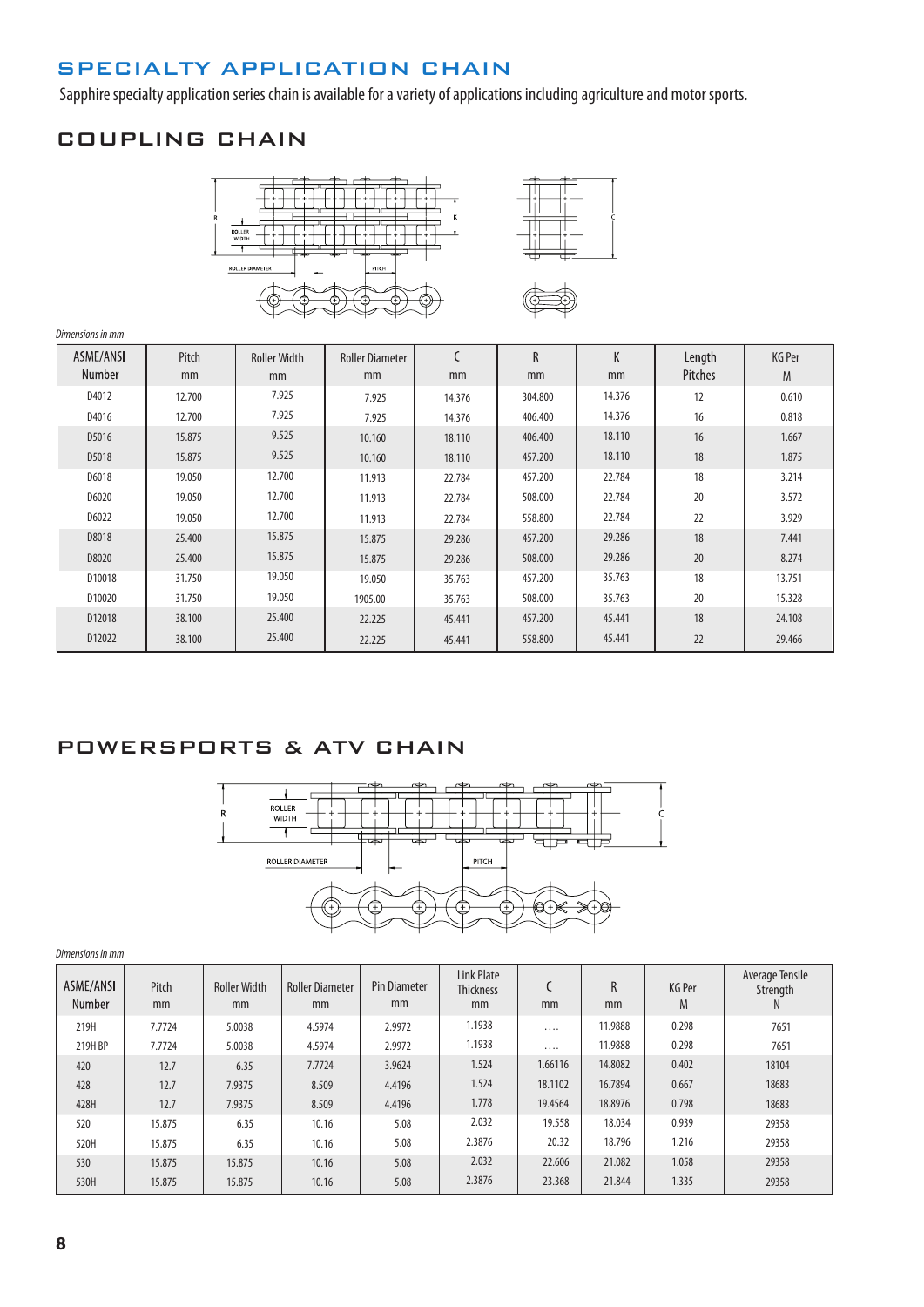## SPECIALTY APPLICATION CHAIN

Sapphire specialty application series chain is available for a variety of applications including agriculture and motor sports.

### COUPLING CHAIN

*Dimensions in mm*

| ASME/ANSI Number | Pitch mm | Roller Width mm | Roller Diameter mm | C mm | R mm | K mm | Length Pitches | KG Per M |
|---|---|---|---|---|---|---|---|---|
| D4012 | 12.700 | 7.925 | 7.925 | 14.376 | 304.800 | 14.376 | 12 | 0.610 |
| D4016 | 12.700 | 7.925 | 7.925 | 14.376 | 406.400 | 14.376 | 16 | 0.818 |
| D5016 | 15.875 | 9.525 | 10.160 | 18.110 | 406.400 | 18.110 | 16 | 1.667 |
| D5018 | 15.875 | 9.525 | 10.160 | 18.110 | 457.200 | 18.110 | 18 | 1.875 |
| D6018 | 19.050 | 12.700 | 11.913 | 22.784 | 457.200 | 22.784 | 18 | 3.214 |
| D6020 | 19.050 | 12.700 | 11.913 | 22.784 | 508.000 | 22.784 | 20 | 3.572 |
| D6022 | 19.050 | 12.700 | 11.913 | 22.784 | 558.800 | 22.784 | 22 | 3.929 |
| D8018 | 25.400 | 15.875 | 15.875 | 29.286 | 457.200 | 29.286 | 18 | 7.441 |
| D8020 | 25.400 | 15.875 | 15.875 | 29.286 | 508.000 | 29.286 | 20 | 8.274 |
| D10018 | 31.750 | 19.050 | 19.050 | 35.763 | 457.200 | 35.763 | 18 | 13.751 |
| D10020 | 31.750 | 19.050 | 1905.00 | 35.763 | 508.000 | 35.763 | 20 | 15.328 |
| D12018 | 38.100 | 25.400 | 22.225 | 45.441 | 457.200 | 45.441 | 18 | 24.108 |
| D12022 | 38.100 | 25.400 | 22.225 | 45.441 | 558.800 | 45.441 | 22 | 29.466 |

### POWERSPORTS & ATV CHAIN

*Dimensions in mm*

| ASME/ANSI Number | Pitch mm | Roller Width mm | Roller Diameter mm | Pin Diameter mm | Link Plate Thickness mm | C mm | R mm | KG Per M | Average Tensile Strength N |
|---|---|---|---|---|---|---|---|---|---|
| 219H | 7.7724 | 5.0038 | 4.5974 | 2.9972 | 1.1938 | .... | 11.9888 | 0.298 | 7651 |
| 219H BP | 7.7724 | 5.0038 | 4.5974 | 2.9972 | 1.1938 | .... | 11.9888 | 0.298 | 7651 |
| 420 | 12.7 | 6.35 | 7.7724 | 3.9624 | 1.524 | 1.66116 | 14.8082 | 0.402 | 18104 |
| 428 | 12.7 | 7.9375 | 8.509 | 4.4196 | 1.524 | 18.1102 | 16.7894 | 0.667 | 18683 |
| 428H | 12.7 | 7.9375 | 8.509 | 4.4196 | 1.778 | 19.4564 | 18.8976 | 0.798 | 18683 |
| 520 | 15.875 | 6.35 | 10.16 | 5.08 | 2.032 | 19.558 | 18.034 | 0.939 | 29358 |
| 520H | 15.875 | 6.35 | 10.16 | 5.08 | 2.3876 | 20.32 | 18.796 | 1.216 | 29358 |
| 530 | 15.875 | 15.875 | 10.16 | 5.08 | 2.032 | 22.606 | 21.082 | 1.058 | 29358 |
| 530H | 15.875 | 15.875 | 10.16 | 5.08 | 2.3876 | 23.368 | 21.844 | 1.335 | 29358 |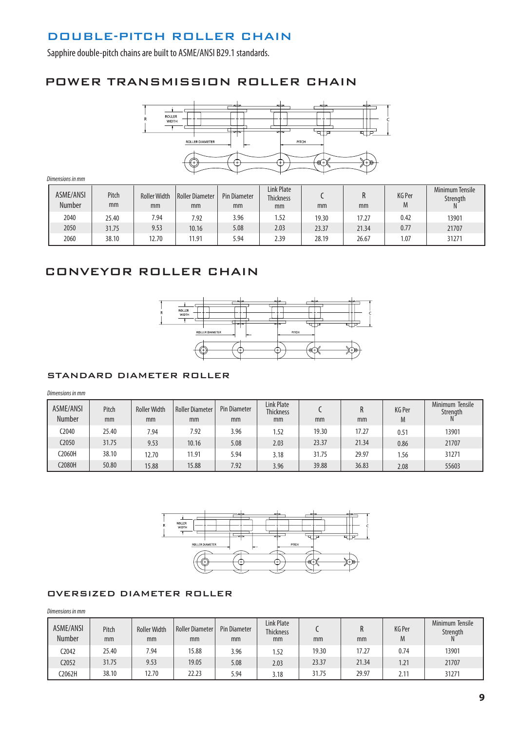# DOUBLE-PITCH ROLLER CHAIN

Sapphire double-pitch chains are built to ASME/ANSI B29.1 standards.

## POWER TRANSMISSION ROLLER CHAIN

*Dimensions in mm*

| ASME/ANSI Number | Pitch mm | Roller Width mm | Roller Diameter mm | Pin Diameter mm | Link Plate Thickness mm | C mm | R mm | KG Per M | Minimum Tensile Strength N |
|---|---|---|---|---|---|---|---|---|---|
| 2040 | 25.40 | 7.94 | 7.92 | 3.96 | 1.52 | 19.30 | 17.27 | 0.42 | 13901 |
| 2050 | 31.75 | 9.53 | 10.16 | 5.08 | 2.03 | 23.37 | 21.34 | 0.77 | 21707 |
| 2060 | 38.10 | 12.70 | 11.91 | 5.94 | 2.39 | 28.19 | 26.67 | 1.07 | 31271 |

## CONVEYOR ROLLER CHAIN

### STANDARD DIAMETER ROLLER

*Dimensions in mm*

| ASME/ANSI Number | Pitch mm | Roller Width mm | Roller Diameter mm | Pin Diameter mm | Link Plate Thickness mm | C mm | R mm | KG Per M | Minimum Tensile Strength N |
|---|---|---|---|---|---|---|---|---|---|
| C2040 | 25.40 | 7.94 | 7.92 | 3.96 | 1.52 | 19.30 | 17.27 | 0.51 | 13901 |
| C2050 | 31.75 | 9.53 | 10.16 | 5.08 | 2.03 | 23.37 | 21.34 | 0.86 | 21707 |
| C2060H | 38.10 | 12.70 | 11.91 | 5.94 | 3.18 | 31.75 | 29.97 | 1.56 | 31271 |
| C2080H | 50.80 | 15.88 | 15.88 | 7.92 | 3.96 | 39.88 | 36.83 | 2.08 | 55603 |

### OVERSIZED DIAMETER ROLLER

*Dimensions in mm*

| ASME/ANSI Number | Pitch mm | Roller Width mm | Roller Diameter mm | Pin Diameter mm | Link Plate Thickness mm | C mm | R mm | KG Per M | Minimum Tensile Strength N |
|---|---|---|---|---|---|---|---|---|---|
| C2042 | 25.40 | 7.94 | 15.88 | 3.96 | 1.52 | 19.30 | 17.27 | 0.74 | 13901 |
| C2052 | 31.75 | 9.53 | 19.05 | 5.08 | 2.03 | 23.37 | 21.34 | 1.21 | 21707 |
| C2062H | 38.10 | 12.70 | 22.23 | 5.94 | 3.18 | 31.75 | 29.97 | 2.11 | 31271 |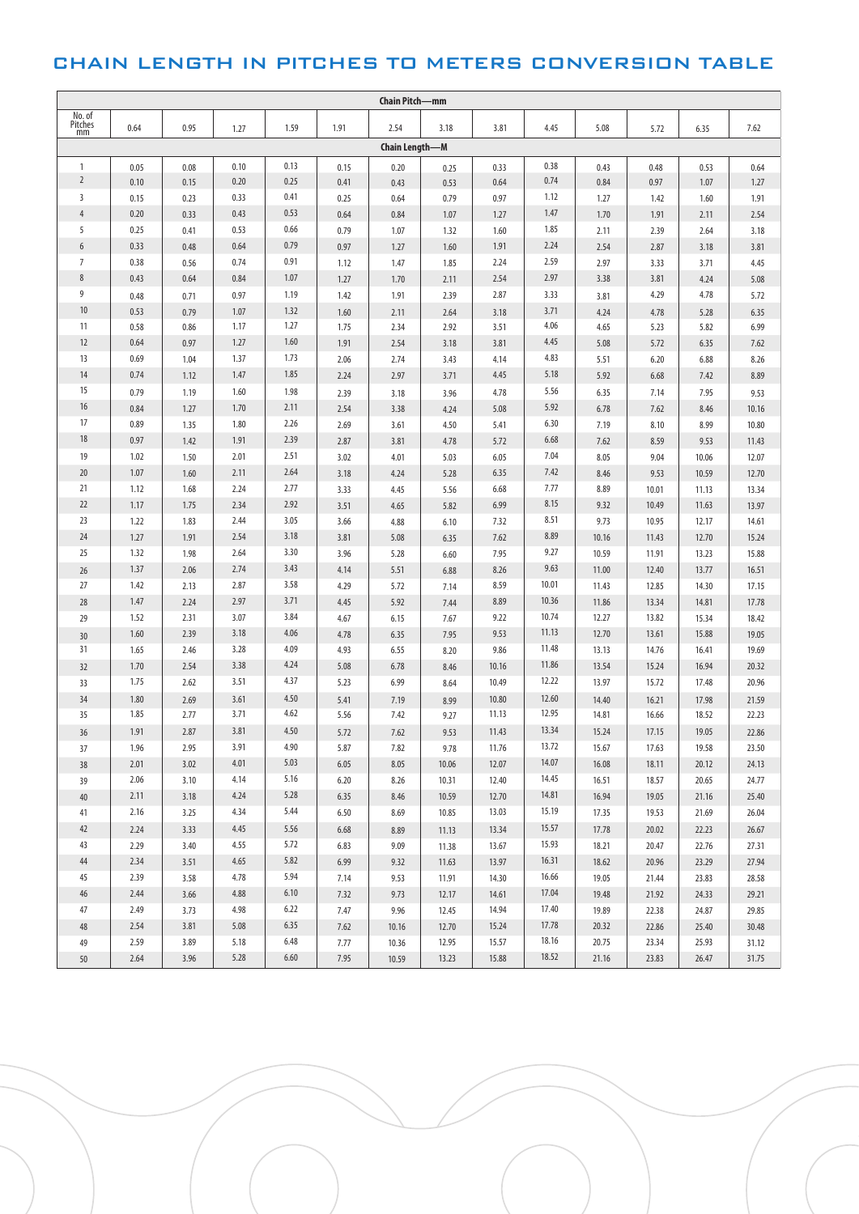# CHAIN LENGTH IN PITCHES TO METERS CONVERSION TABLE

| | Chain Pitch—mm | | | | | | | | | | | | |
|---|---|---|---|---|---|---|---|---|---|---|---|---|---|
| No. of Pitches mm | 0.64 | 0.95 | 1.27 | 1.59 | 1.91 | 2.54 | 3.18 | 3.81 | 4.45 | 5.08 | 5.72 | 6.35 | 7.62 |
| | Chain Length—M | | | | | | | | | | | | |
| 1 | 0.05 | 0.08 | 0.10 | 0.13 | 0.15 | 0.20 | 0.25 | 0.33 | 0.38 | 0.43 | 0.48 | 0.53 | 0.64 |
| 2 | 0.10 | 0.15 | 0.20 | 0.25 | 0.41 | 0.43 | 0.53 | 0.64 | 0.74 | 0.84 | 0.97 | 1.07 | 1.27 |
| 3 | 0.15 | 0.23 | 0.33 | 0.41 | 0.25 | 0.64 | 0.79 | 0.97 | 1.12 | 1.27 | 1.42 | 1.60 | 1.91 |
| 4 | 0.20 | 0.33 | 0.43 | 0.53 | 0.64 | 0.84 | 1.07 | 1.27 | 1.47 | 1.70 | 1.91 | 2.11 | 2.54 |
| 5 | 0.25 | 0.41 | 0.53 | 0.66 | 0.79 | 1.07 | 1.32 | 1.60 | 1.85 | 2.11 | 2.39 | 2.64 | 3.18 |
| 6 | 0.33 | 0.48 | 0.64 | 0.79 | 0.97 | 1.27 | 1.60 | 1.91 | 2.24 | 2.54 | 2.87 | 3.18 | 3.81 |
| 7 | 0.38 | 0.56 | 0.74 | 0.91 | 1.12 | 1.47 | 1.85 | 2.24 | 2.59 | 2.97 | 3.33 | 3.71 | 4.45 |
| 8 | 0.43 | 0.64 | 0.84 | 1.07 | 1.27 | 1.70 | 2.11 | 2.54 | 2.97 | 3.38 | 3.81 | 4.24 | 5.08 |
| 9 | 0.48 | 0.71 | 0.97 | 1.19 | 1.42 | 1.91 | 2.39 | 2.87 | 3.33 | 3.81 | 4.29 | 4.78 | 5.72 |
| 10 | 0.53 | 0.79 | 1.07 | 1.32 | 1.60 | 2.11 | 2.64 | 3.18 | 3.71 | 4.24 | 4.78 | 5.28 | 6.35 |
| 11 | 0.58 | 0.86 | 1.17 | 1.27 | 1.75 | 2.34 | 2.92 | 3.51 | 4.06 | 4.65 | 5.23 | 5.82 | 6.99 |
| 12 | 0.64 | 0.97 | 1.27 | 1.60 | 1.91 | 2.54 | 3.18 | 3.81 | 4.45 | 5.08 | 5.72 | 6.35 | 7.62 |
| 13 | 0.69 | 1.04 | 1.37 | 1.73 | 2.06 | 2.74 | 3.43 | 4.14 | 4.83 | 5.51 | 6.20 | 6.88 | 8.26 |
| 14 | 0.74 | 1.12 | 1.47 | 1.85 | 2.24 | 2.97 | 3.71 | 4.45 | 5.18 | 5.92 | 6.68 | 7.42 | 8.89 |
| 15 | 0.79 | 1.19 | 1.60 | 1.98 | 2.39 | 3.18 | 3.96 | 4.78 | 5.56 | 6.35 | 7.14 | 7.95 | 9.53 |
| 16 | 0.84 | 1.27 | 1.70 | 2.11 | 2.54 | 3.38 | 4.24 | 5.08 | 5.92 | 6.78 | 7.62 | 8.46 | 10.16 |
| 17 | 0.89 | 1.35 | 1.80 | 2.26 | 2.69 | 3.61 | 4.50 | 5.41 | 6.30 | 7.19 | 8.10 | 8.99 | 10.80 |
| 18 | 0.97 | 1.42 | 1.91 | 2.39 | 2.87 | 3.81 | 4.78 | 5.72 | 6.68 | 7.62 | 8.59 | 9.53 | 11.43 |
| 19 | 1.02 | 1.50 | 2.01 | 2.51 | 3.02 | 4.01 | 5.03 | 6.05 | 7.04 | 8.05 | 9.04 | 10.06 | 12.07 |
| 20 | 1.07 | 1.60 | 2.11 | 2.64 | 3.18 | 4.24 | 5.28 | 6.35 | 7.42 | 8.46 | 9.53 | 10.59 | 12.70 |
| 21 | 1.12 | 1.68 | 2.24 | 2.77 | 3.33 | 4.45 | 5.56 | 6.68 | 7.77 | 8.89 | 10.01 | 11.13 | 13.34 |
| 22 | 1.17 | 1.75 | 2.34 | 2.92 | 3.51 | 4.65 | 5.82 | 6.99 | 8.15 | 9.32 | 10.49 | 11.63 | 13.97 |
| 23 | 1.22 | 1.83 | 2.44 | 3.05 | 3.66 | 4.88 | 6.10 | 7.32 | 8.51 | 9.73 | 10.95 | 12.17 | 14.61 |
| 24 | 1.27 | 1.91 | 2.54 | 3.18 | 3.81 | 5.08 | 6.35 | 7.62 | 8.89 | 10.16 | 11.43 | 12.70 | 15.24 |
| 25 | 1.32 | 1.98 | 2.64 | 3.30 | 3.96 | 5.28 | 6.60 | 7.95 | 9.27 | 10.59 | 11.91 | 13.23 | 15.88 |
| 26 | 1.37 | 2.06 | 2.74 | 3.43 | 4.14 | 5.51 | 6.88 | 8.26 | 9.63 | 11.00 | 12.40 | 13.77 | 16.51 |
| 27 | 1.42 | 2.13 | 2.87 | 3.58 | 4.29 | 5.72 | 7.14 | 8.59 | 10.01 | 11.43 | 12.85 | 14.30 | 17.15 |
| 28 | 1.47 | 2.24 | 2.97 | 3.71 | 4.45 | 5.92 | 7.44 | 8.89 | 10.36 | 11.86 | 13.34 | 14.81 | 17.78 |
| 29 | 1.52 | 2.31 | 3.07 | 3.84 | 4.67 | 6.15 | 7.67 | 9.22 | 10.74 | 12.27 | 13.82 | 15.34 | 18.42 |
| 30 | 1.60 | 2.39 | 3.18 | 4.06 | 4.78 | 6.35 | 7.95 | 9.53 | 11.13 | 12.70 | 13.61 | 15.88 | 19.05 |
| 31 | 1.65 | 2.46 | 3.28 | 4.09 | 4.93 | 6.55 | 8.20 | 9.86 | 11.48 | 13.13 | 14.76 | 16.41 | 19.69 |
| 32 | 1.70 | 2.54 | 3.38 | 4.24 | 5.08 | 6.78 | 8.46 | 10.16 | 11.86 | 13.54 | 15.24 | 16.94 | 20.32 |
| 33 | 1.75 | 2.62 | 3.51 | 4.37 | 5.23 | 6.99 | 8.64 | 10.49 | 12.22 | 13.97 | 15.72 | 17.48 | 20.96 |
| 34 | 1.80 | 2.69 | 3.61 | 4.50 | 5.41 | 7.19 | 8.99 | 10.80 | 12.60 | 14.40 | 16.21 | 17.98 | 21.59 |
| 35 | 1.85 | 2.77 | 3.71 | 4.62 | 5.56 | 7.42 | 9.27 | 11.13 | 12.95 | 14.81 | 16.66 | 18.52 | 22.23 |
| 36 | 1.91 | 2.87 | 3.81 | 4.50 | 5.72 | 7.62 | 9.53 | 11.43 | 13.34 | 15.24 | 17.15 | 19.05 | 22.86 |
| 37 | 1.96 | 2.95 | 3.91 | 4.90 | 5.87 | 7.82 | 9.78 | 11.76 | 13.72 | 15.67 | 17.63 | 19.58 | 23.50 |
| 38 | 2.01 | 3.02 | 4.01 | 5.03 | 6.05 | 8.05 | 10.06 | 12.07 | 14.07 | 16.08 | 18.11 | 20.12 | 24.13 |
| 39 | 2.06 | 3.10 | 4.14 | 5.16 | 6.20 | 8.26 | 10.31 | 12.40 | 14.45 | 16.51 | 18.57 | 20.65 | 24.77 |
| 40 | 2.11 | 3.18 | 4.24 | 5.28 | 6.35 | 8.46 | 10.59 | 12.70 | 14.81 | 16.94 | 19.05 | 21.16 | 25.40 |
| 41 | 2.16 | 3.25 | 4.34 | 5.44 | 6.50 | 8.69 | 10.85 | 13.03 | 15.19 | 17.35 | 19.53 | 21.69 | 26.04 |
| 42 | 2.24 | 3.33 | 4.45 | 5.56 | 6.68 | 8.89 | 11.13 | 13.34 | 15.57 | 17.78 | 20.02 | 22.23 | 26.67 |
| 43 | 2.29 | 3.40 | 4.55 | 5.72 | 6.83 | 9.09 | 11.38 | 13.67 | 15.93 | 18.21 | 20.47 | 22.76 | 27.31 |
| 44 | 2.34 | 3.51 | 4.65 | 5.82 | 6.99 | 9.32 | 11.63 | 13.97 | 16.31 | 18.62 | 20.96 | 23.29 | 27.94 |
| 45 | 2.39 | 3.58 | 4.78 | 5.94 | 7.14 | 9.53 | 11.91 | 14.30 | 16.66 | 19.05 | 21.44 | 23.83 | 28.58 |
| 46 | 2.44 | 3.66 | 4.88 | 6.10 | 7.32 | 9.73 | 12.17 | 14.61 | 17.04 | 19.48 | 21.92 | 24.33 | 29.21 |
| 47 | 2.49 | 3.73 | 4.98 | 6.22 | 7.47 | 9.96 | 12.45 | 14.94 | 17.40 | 19.89 | 22.38 | 24.87 | 29.85 |
| 48 | 2.54 | 3.81 | 5.08 | 6.35 | 7.62 | 10.16 | 12.70 | 15.24 | 17.78 | 20.32 | 22.86 | 25.40 | 30.48 |
| 49 | 2.59 | 3.89 | 5.18 | 6.48 | 7.77 | 10.36 | 12.95 | 15.57 | 18.16 | 20.75 | 23.34 | 25.93 | 31.12 |
| 50 | 2.64 | 3.96 | 5.28 | 6.60 | 7.95 | 10.59 | 13.23 | 15.88 | 18.52 | 21.16 | 23.83 | 26.47 | 31.75 |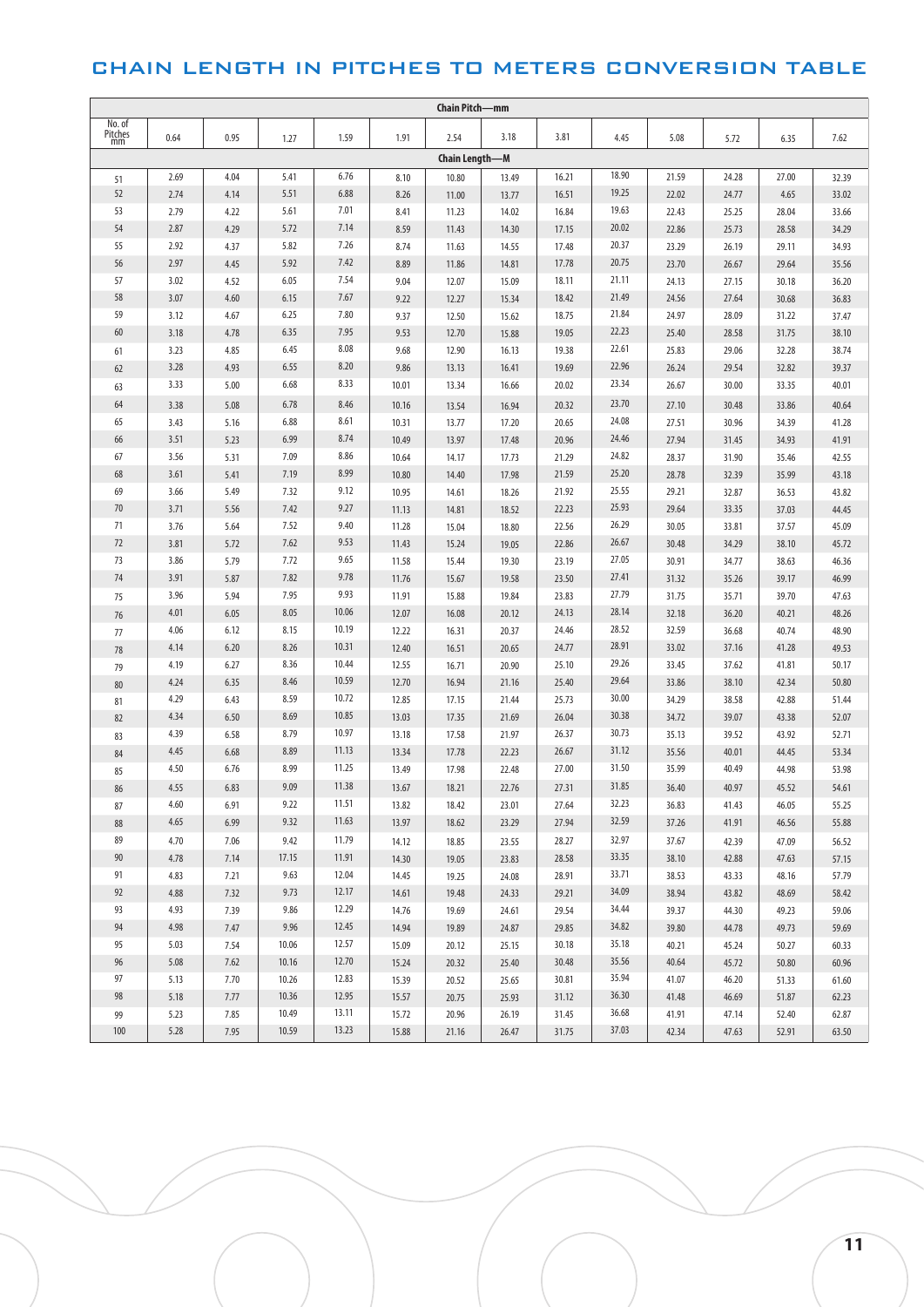# CHAIN LENGTH IN PITCHES TO METERS CONVERSION TABLE

| | Chain Pitch—mm | | | | | | | | | | | | |
|---|---|---|---|---|---|---|---|---|---|---|---|---|---|
| No. of Pitches mm | 0.64 | 0.95 | 1.27 | 1.59 | 1.91 | 2.54 | 3.18 | 3.81 | 4.45 | 5.08 | 5.72 | 6.35 | 7.62 |
| | Chain Length—M | | | | | | | | | | | | |
| 51 | 2.69 | 4.04 | 5.41 | 6.76 | 8.10 | 10.80 | 13.49 | 16.21 | 18.90 | 21.59 | 24.28 | 27.00 | 32.39 |
| 52 | 2.74 | 4.14 | 5.51 | 6.88 | 8.26 | 11.00 | 13.77 | 16.51 | 19.25 | 22.02 | 24.77 | 4.65 | 33.02 |
| 53 | 2.79 | 4.22 | 5.61 | 7.01 | 8.41 | 11.23 | 14.02 | 16.84 | 19.63 | 22.43 | 25.25 | 28.04 | 33.66 |
| 54 | 2.87 | 4.29 | 5.72 | 7.14 | 8.59 | 11.43 | 14.30 | 17.15 | 20.02 | 22.86 | 25.73 | 28.58 | 34.29 |
| 55 | 2.92 | 4.37 | 5.82 | 7.26 | 8.74 | 11.63 | 14.55 | 17.48 | 20.37 | 23.29 | 26.19 | 29.11 | 34.93 |
| 56 | 2.97 | 4.45 | 5.92 | 7.42 | 8.89 | 11.86 | 14.81 | 17.78 | 20.75 | 23.70 | 26.67 | 29.64 | 35.56 |
| 57 | 3.02 | 4.52 | 6.05 | 7.54 | 9.04 | 12.07 | 15.09 | 18.11 | 21.11 | 24.13 | 27.15 | 30.18 | 36.20 |
| 58 | 3.07 | 4.60 | 6.15 | 7.67 | 9.22 | 12.27 | 15.34 | 18.42 | 21.49 | 24.56 | 27.64 | 30.68 | 36.83 |
| 59 | 3.12 | 4.67 | 6.25 | 7.80 | 9.37 | 12.50 | 15.62 | 18.75 | 21.84 | 24.97 | 28.09 | 31.22 | 37.47 |
| 60 | 3.18 | 4.78 | 6.35 | 7.95 | 9.53 | 12.70 | 15.88 | 19.05 | 22.23 | 25.40 | 28.58 | 31.75 | 38.10 |
| 61 | 3.23 | 4.85 | 6.45 | 8.08 | 9.68 | 12.90 | 16.13 | 19.38 | 22.61 | 25.83 | 29.06 | 32.28 | 38.74 |
| 62 | 3.28 | 4.93 | 6.55 | 8.20 | 9.86 | 13.13 | 16.41 | 19.69 | 22.96 | 26.24 | 29.54 | 32.82 | 39.37 |
| 63 | 3.33 | 5.00 | 6.68 | 8.33 | 10.01 | 13.34 | 16.66 | 20.02 | 23.34 | 26.67 | 30.00 | 33.35 | 40.01 |
| 64 | 3.38 | 5.08 | 6.78 | 8.46 | 10.16 | 13.54 | 16.94 | 20.32 | 23.70 | 27.10 | 30.48 | 33.86 | 40.64 |
| 65 | 3.43 | 5.16 | 6.88 | 8.61 | 10.31 | 13.77 | 17.20 | 20.65 | 24.08 | 27.51 | 30.96 | 34.39 | 41.28 |
| 66 | 3.51 | 5.23 | 6.99 | 8.74 | 10.49 | 13.97 | 17.48 | 20.96 | 24.46 | 27.94 | 31.45 | 34.93 | 41.91 |
| 67 | 3.56 | 5.31 | 7.09 | 8.86 | 10.64 | 14.17 | 17.73 | 21.29 | 24.82 | 28.37 | 31.90 | 35.46 | 42.55 |
| 68 | 3.61 | 5.41 | 7.19 | 8.99 | 10.80 | 14.40 | 17.98 | 21.59 | 25.20 | 28.78 | 32.39 | 35.99 | 43.18 |
| 69 | 3.66 | 5.49 | 7.32 | 9.12 | 10.95 | 14.61 | 18.26 | 21.92 | 25.55 | 29.21 | 32.87 | 36.53 | 43.82 |
| 70 | 3.71 | 5.56 | 7.42 | 9.27 | 11.13 | 14.81 | 18.52 | 22.23 | 25.93 | 29.64 | 33.35 | 37.03 | 44.45 |
| 71 | 3.76 | 5.64 | 7.52 | 9.40 | 11.28 | 15.04 | 18.80 | 22.56 | 26.29 | 30.05 | 33.81 | 37.57 | 45.09 |
| 72 | 3.81 | 5.72 | 7.62 | 9.53 | 11.43 | 15.24 | 19.05 | 22.86 | 26.67 | 30.48 | 34.29 | 38.10 | 45.72 |
| 73 | 3.86 | 5.79 | 7.72 | 9.65 | 11.58 | 15.44 | 19.30 | 23.19 | 27.05 | 30.91 | 34.77 | 38.63 | 46.36 |
| 74 | 3.91 | 5.87 | 7.82 | 9.78 | 11.76 | 15.67 | 19.58 | 23.50 | 27.41 | 31.32 | 35.26 | 39.17 | 46.99 |
| 75 | 3.96 | 5.94 | 7.95 | 9.93 | 11.91 | 15.88 | 19.84 | 23.83 | 27.79 | 31.75 | 35.71 | 39.70 | 47.63 |
| 76 | 4.01 | 6.05 | 8.05 | 10.06 | 12.07 | 16.08 | 20.12 | 24.13 | 28.14 | 32.18 | 36.20 | 40.21 | 48.26 |
| 77 | 4.06 | 6.12 | 8.15 | 10.19 | 12.22 | 16.31 | 20.37 | 24.46 | 28.52 | 32.59 | 36.68 | 40.74 | 48.90 |
| 78 | 4.14 | 6.20 | 8.26 | 10.31 | 12.40 | 16.51 | 20.65 | 24.77 | 28.91 | 33.02 | 37.16 | 41.28 | 49.53 |
| 79 | 4.19 | 6.27 | 8.36 | 10.44 | 12.55 | 16.71 | 20.90 | 25.10 | 29.26 | 33.45 | 37.62 | 41.81 | 50.17 |
| 80 | 4.24 | 6.35 | 8.46 | 10.59 | 12.70 | 16.94 | 21.16 | 25.40 | 29.64 | 33.86 | 38.10 | 42.34 | 50.80 |
| 81 | 4.29 | 6.43 | 8.59 | 10.72 | 12.85 | 17.15 | 21.44 | 25.73 | 30.00 | 34.29 | 38.58 | 42.88 | 51.44 |
| 82 | 4.34 | 6.50 | 8.69 | 10.85 | 13.03 | 17.35 | 21.69 | 26.04 | 30.38 | 34.72 | 39.07 | 43.38 | 52.07 |
| 83 | 4.39 | 6.58 | 8.79 | 10.97 | 13.18 | 17.58 | 21.97 | 26.37 | 30.73 | 35.13 | 39.52 | 43.92 | 52.71 |
| 84 | 4.45 | 6.68 | 8.89 | 11.13 | 13.34 | 17.78 | 22.23 | 26.67 | 31.12 | 35.56 | 40.01 | 44.45 | 53.34 |
| 85 | 4.50 | 6.76 | 8.99 | 11.25 | 13.49 | 17.98 | 22.48 | 27.00 | 31.50 | 35.99 | 40.49 | 44.98 | 53.98 |
| 86 | 4.55 | 6.83 | 9.09 | 11.38 | 13.67 | 18.21 | 22.76 | 27.31 | 31.85 | 36.40 | 40.97 | 45.52 | 54.61 |
| 87 | 4.60 | 6.91 | 9.22 | 11.51 | 13.82 | 18.42 | 23.01 | 27.64 | 32.23 | 36.83 | 41.43 | 46.05 | 55.25 |
| 88 | 4.65 | 6.99 | 9.32 | 11.63 | 13.97 | 18.62 | 23.29 | 27.94 | 32.59 | 37.26 | 41.91 | 46.56 | 55.88 |
| 89 | 4.70 | 7.06 | 9.42 | 11.79 | 14.12 | 18.85 | 23.55 | 28.27 | 32.97 | 37.67 | 42.39 | 47.09 | 56.52 |
| 90 | 4.78 | 7.14 | 17.15 | 11.91 | 14.30 | 19.05 | 23.83 | 28.58 | 33.35 | 38.10 | 42.88 | 47.63 | 57.15 |
| 91 | 4.83 | 7.21 | 9.63 | 12.04 | 14.45 | 19.25 | 24.08 | 28.91 | 33.71 | 38.53 | 43.33 | 48.16 | 57.79 |
| 92 | 4.88 | 7.32 | 9.73 | 12.17 | 14.61 | 19.48 | 24.33 | 29.21 | 34.09 | 38.94 | 43.82 | 48.69 | 58.42 |
| 93 | 4.93 | 7.39 | 9.86 | 12.29 | 14.76 | 19.69 | 24.61 | 29.54 | 34.44 | 39.37 | 44.30 | 49.23 | 59.06 |
| 94 | 4.98 | 7.47 | 9.96 | 12.45 | 14.94 | 19.89 | 24.87 | 29.85 | 34.82 | 39.80 | 44.78 | 49.73 | 59.69 |
| 95 | 5.03 | 7.54 | 10.06 | 12.57 | 15.09 | 20.12 | 25.15 | 30.18 | 35.18 | 40.21 | 45.24 | 50.27 | 60.33 |
| 96 | 5.08 | 7.62 | 10.16 | 12.70 | 15.24 | 20.32 | 25.40 | 30.48 | 35.56 | 40.64 | 45.72 | 50.80 | 60.96 |
| 97 | 5.13 | 7.70 | 10.26 | 12.83 | 15.39 | 20.52 | 25.65 | 30.81 | 35.94 | 41.07 | 46.20 | 51.33 | 61.60 |
| 98 | 5.18 | 7.77 | 10.36 | 12.95 | 15.57 | 20.75 | 25.93 | 31.12 | 36.30 | 41.48 | 46.69 | 51.87 | 62.23 |
| 99 | 5.23 | 7.85 | 10.49 | 13.11 | 15.72 | 20.96 | 26.19 | 31.45 | 36.68 | 41.91 | 47.14 | 52.40 | 62.87 |
| 100 | 5.28 | 7.95 | 10.59 | 13.23 | 15.88 | 21.16 | 26.47 | 31.75 | 37.03 | 42.34 | 47.63 | 52.91 | 63.50 |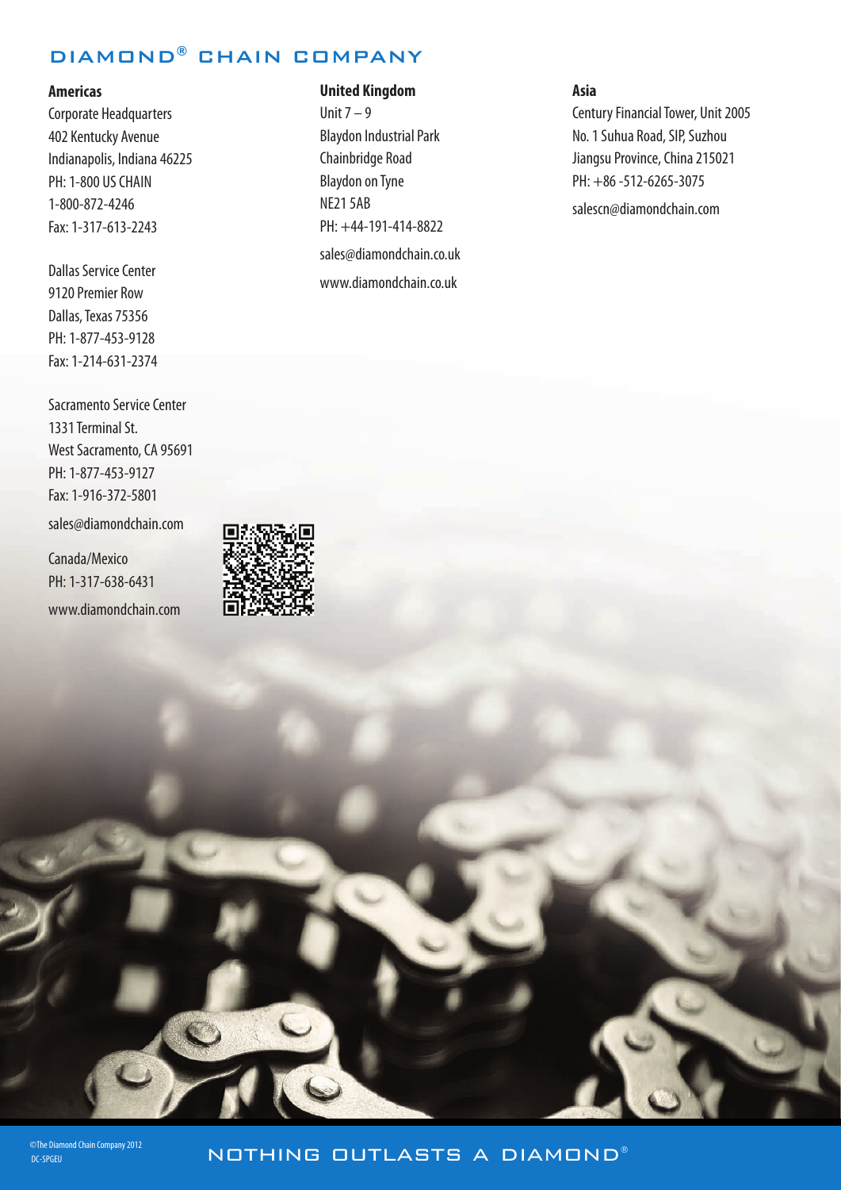# DIAMOND® CHAIN COMPANY

**Americas**

Corporate Headquarters
402 Kentucky Avenue
Indianapolis, Indiana 46225
PH: 1-800 US CHAIN
1-800-872-4246
Fax: 1-317-613-2243

Dallas Service Center
9120 Premier Row
Dallas, Texas 75356
PH: 1-877-453-9128
Fax: 1-214-631-2374

Sacramento Service Center
1331 Terminal St.
West Sacramento, CA 95691
PH: 1-877-453-9127
Fax: 1-916-372-5801

sales@diamondchain.com

Canada/Mexico
PH: 1-317-638-6431

www.diamondchain.com

**United Kingdom**

Unit 7 – 9
Blaydon Industrial Park
Chainbridge Road
Blaydon on Tyne
NE21 5AB
PH: +44-191-414-8822

sales@diamondchain.co.uk

www.diamondchain.co.uk

**Asia**

Century Financial Tower, Unit 2005
No. 1 Suhua Road, SIP, Suzhou
Jiangsu Province, China 215021
PH: +86 -512-6265-3075

salescn@diamondchain.com

©The Diamond Chain Company 2012
DC-SPGEU

NOTHING OUTLASTS A DIAMOND®